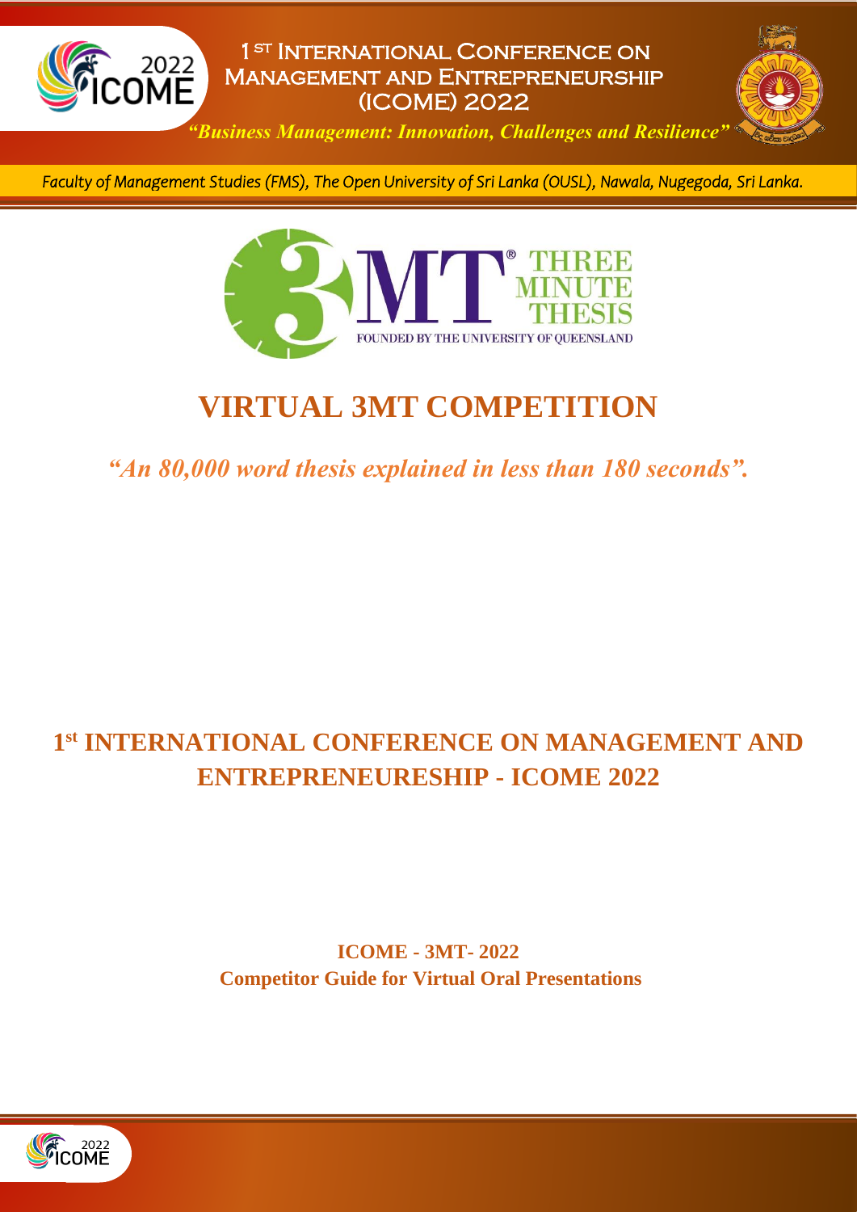# 1st International Conference on Management and Entrepreneurship (ICOME) 2022

*"Business Management: Innovation, Challenges and Resilience"*

*Faculty of Management Studies (FMS), The Open University of Sri Lanka (OUSL), Nawala, Nugegoda, Sri Lanka.*

# VIRTUAL 3MT COMPETITION

*"An 80,000 word thesis explained in less than 180 seconds".*

## 1st INTERNATIONAL CONFERENCE ON MANAGEMENT AND ENTREPRENEURESHIP - ICOME 2022

**ICOME - 3MT- 2022**
**Competitor Guide for Virtual Oral Presentations**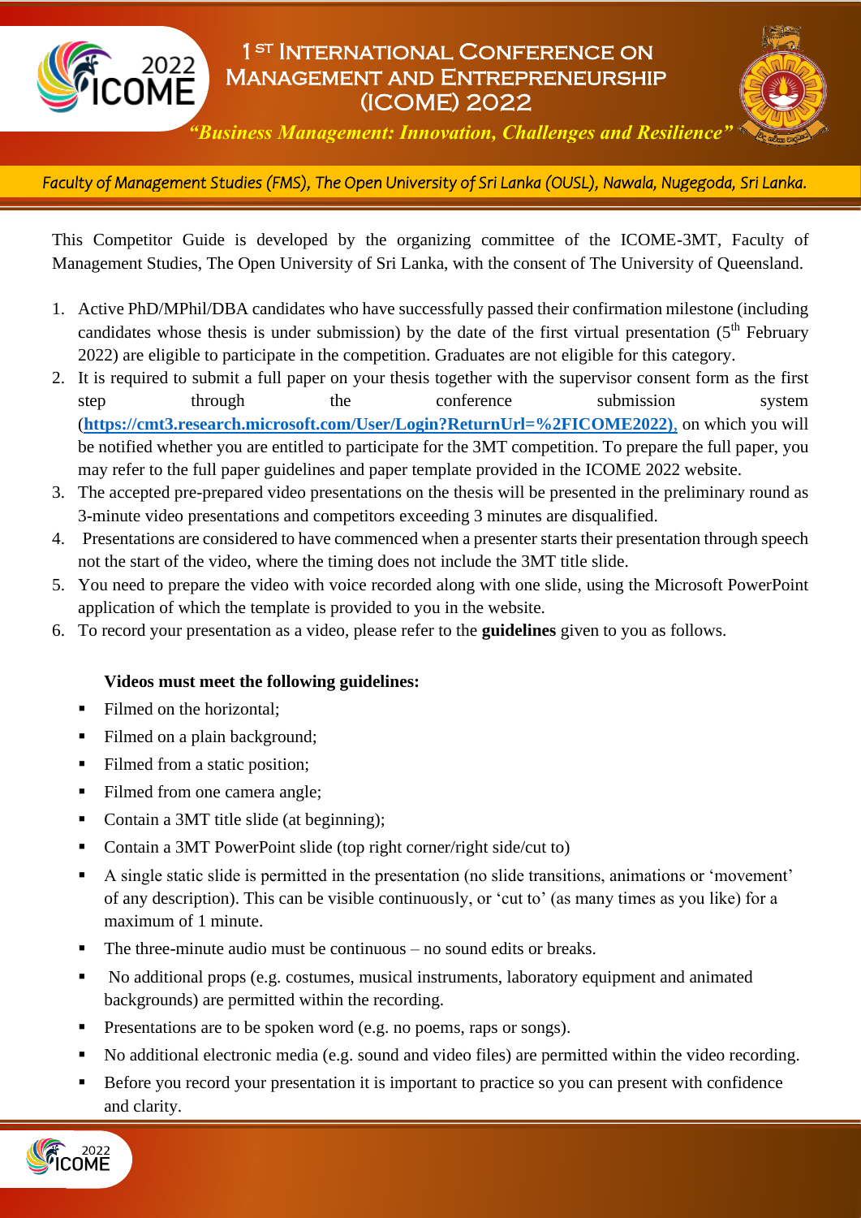This Competitor Guide is developed by the organizing committee of the ICOME-3MT, Faculty of Management Studies, The Open University of Sri Lanka, with the consent of The University of Queensland.

1. Active PhD/MPhil/DBA candidates who have successfully passed their confirmation milestone (including candidates whose thesis is under submission) by the date of the first virtual presentation (5th February 2022) are eligible to participate in the competition. Graduates are not eligible for this category.
2. It is required to submit a full paper on your thesis together with the supervisor consent form as the first step through the conference submission system (**https://cmt3.research.microsoft.com/User/Login?ReturnUrl=%2FICOME2022)**, on which you will be notified whether you are entitled to participate for the 3MT competition. To prepare the full paper, you may refer to the full paper guidelines and paper template provided in the ICOME 2022 website.
3. The accepted pre-prepared video presentations on the thesis will be presented in the preliminary round as 3-minute video presentations and competitors exceeding 3 minutes are disqualified.
4. Presentations are considered to have commenced when a presenter starts their presentation through speech not the start of the video, where the timing does not include the 3MT title slide.
5. You need to prepare the video with voice recorded along with one slide, using the Microsoft PowerPoint application of which the template is provided to you in the website.
6. To record your presentation as a video, please refer to the **guidelines** given to you as follows.

**Videos must meet the following guidelines:**

- Filmed on the horizontal;
- Filmed on a plain background;
- Filmed from a static position;
- Filmed from one camera angle;
- Contain a 3MT title slide (at beginning);
- Contain a 3MT PowerPoint slide (top right corner/right side/cut to)
- A single static slide is permitted in the presentation (no slide transitions, animations or 'movement' of any description). This can be visible continuously, or 'cut to' (as many times as you like) for a maximum of 1 minute.
- The three-minute audio must be continuous – no sound edits or breaks.
- No additional props (e.g. costumes, musical instruments, laboratory equipment and animated backgrounds) are permitted within the recording.
- Presentations are to be spoken word (e.g. no poems, raps or songs).
- No additional electronic media (e.g. sound and video files) are permitted within the video recording.
- Before you record your presentation it is important to practice so you can present with confidence and clarity.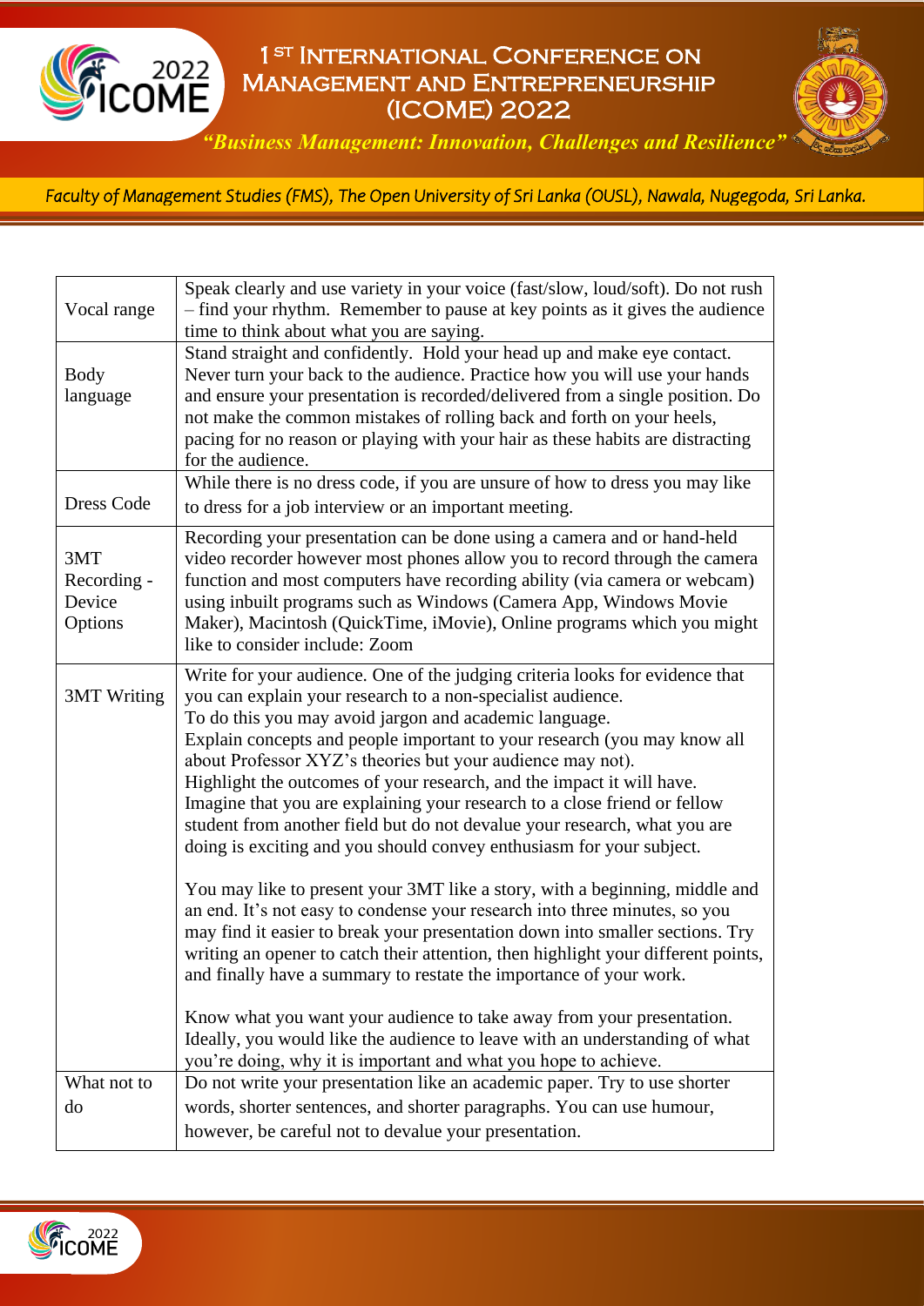| | |
|---|---|
| Vocal range | Speak clearly and use variety in your voice (fast/slow, loud/soft). Do not rush – find your rhythm. Remember to pause at key points as it gives the audience time to think about what you are saying. |
| Body language | Stand straight and confidently. Hold your head up and make eye contact. Never turn your back to the audience. Practice how you will use your hands and ensure your presentation is recorded/delivered from a single position. Do not make the common mistakes of rolling back and forth on your heels, pacing for no reason or playing with your hair as these habits are distracting for the audience. |
| Dress Code | While there is no dress code, if you are unsure of how to dress you may like to dress for a job interview or an important meeting. |
| 3MT Recording - Device Options | Recording your presentation can be done using a camera and or hand-held video recorder however most phones allow you to record through the camera function and most computers have recording ability (via camera or webcam) using inbuilt programs such as Windows (Camera App, Windows Movie Maker), Macintosh (QuickTime, iMovie), Online programs which you might like to consider include: Zoom |
| 3MT Writing | Write for your audience. One of the judging criteria looks for evidence that you can explain your research to a non-specialist audience.<br>To do this you may avoid jargon and academic language.<br>Explain concepts and people important to your research (you may know all about Professor XYZ's theories but your audience may not).<br>Highlight the outcomes of your research, and the impact it will have.<br>Imagine that you are explaining your research to a close friend or fellow student from another field but do not devalue your research, what you are doing is exciting and you should convey enthusiasm for your subject.<br><br>You may like to present your 3MT like a story, with a beginning, middle and an end. It's not easy to condense your research into three minutes, so you may find it easier to break your presentation down into smaller sections. Try writing an opener to catch their attention, then highlight your different points, and finally have a summary to restate the importance of your work.<br><br>Know what you want your audience to take away from your presentation. Ideally, you would like the audience to leave with an understanding of what you're doing, why it is important and what you hope to achieve. |
| What not to do | Do not write your presentation like an academic paper. Try to use shorter words, shorter sentences, and shorter paragraphs. You can use humour, however, be careful not to devalue your presentation. |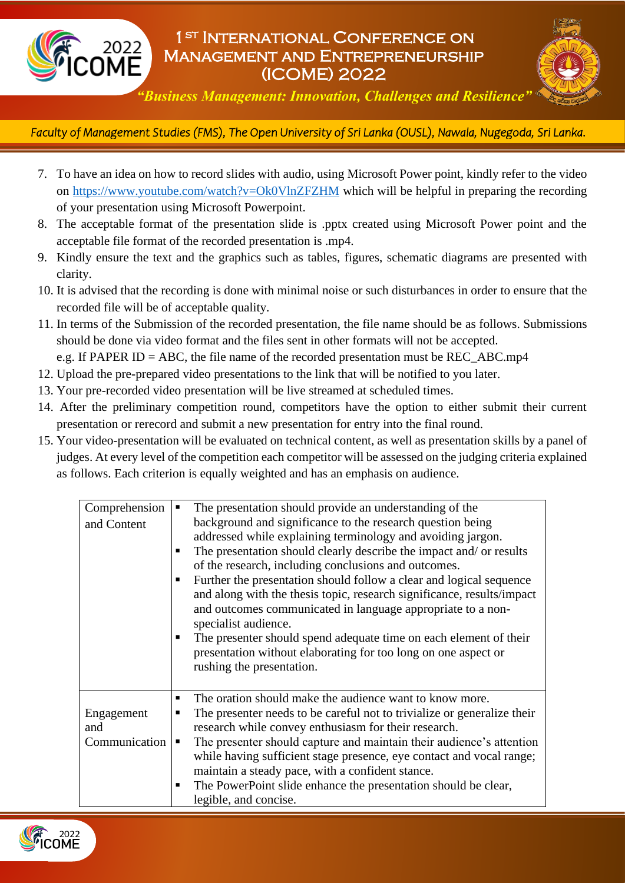7. To have an idea on how to record slides with audio, using Microsoft Power point, kindly refer to the video on https://www.youtube.com/watch?v=Ok0VlnZFZHM which will be helpful in preparing the recording of your presentation using Microsoft Powerpoint.
8. The acceptable format of the presentation slide is .pptx created using Microsoft Power point and the acceptable file format of the recorded presentation is .mp4.
9. Kindly ensure the text and the graphics such as tables, figures, schematic diagrams are presented with clarity.
10. It is advised that the recording is done with minimal noise or such disturbances in order to ensure that the recorded file will be of acceptable quality.
11. In terms of the Submission of the recorded presentation, the file name should be as follows. Submissions should be done via video format and the files sent in other formats will not be accepted.
    e.g. If PAPER ID = ABC, the file name of the recorded presentation must be REC_ABC.mp4
12. Upload the pre-prepared video presentations to the link that will be notified to you later.
13. Your pre-recorded video presentation will be live streamed at scheduled times.
14. After the preliminary competition round, competitors have the option to either submit their current presentation or rerecord and submit a new presentation for entry into the final round.
15. Your video-presentation will be evaluated on technical content, as well as presentation skills by a panel of judges. At every level of the competition each competitor will be assessed on the judging criteria explained as follows. Each criterion is equally weighted and has an emphasis on audience.

| Criterion | Description |
|---|---|
| Comprehension and Content | ▪ The presentation should provide an understanding of the background and significance to the research question being addressed while explaining terminology and avoiding jargon.<br>▪ The presentation should clearly describe the impact and/ or results of the research, including conclusions and outcomes.<br>▪ Further the presentation should follow a clear and logical sequence and along with the thesis topic, research significance, results/impact and outcomes communicated in language appropriate to a non-specialist audience.<br>▪ The presenter should spend adequate time on each element of their presentation without elaborating for too long on one aspect or rushing the presentation. |
| Engagement and Communication | ▪ The oration should make the audience want to know more.<br>▪ The presenter needs to be careful not to trivialize or generalize their research while convey enthusiasm for their research.<br>▪ The presenter should capture and maintain their audience's attention while having sufficient stage presence, eye contact and vocal range; maintain a steady pace, with a confident stance.<br>▪ The PowerPoint slide enhance the presentation should be clear, legible, and concise. |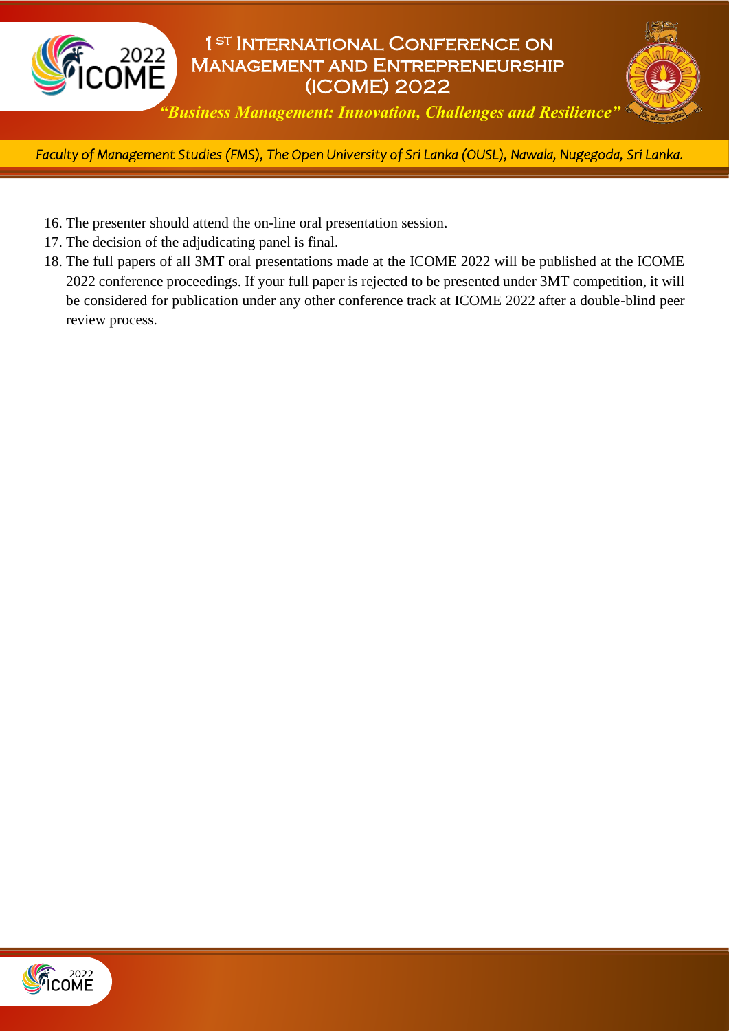16. The presenter should attend the on-line oral presentation session.
17. The decision of the adjudicating panel is final.
18. The full papers of all 3MT oral presentations made at the ICOME 2022 will be published at the ICOME 2022 conference proceedings. If your full paper is rejected to be presented under 3MT competition, it will be considered for publication under any other conference track at ICOME 2022 after a double-blind peer review process.